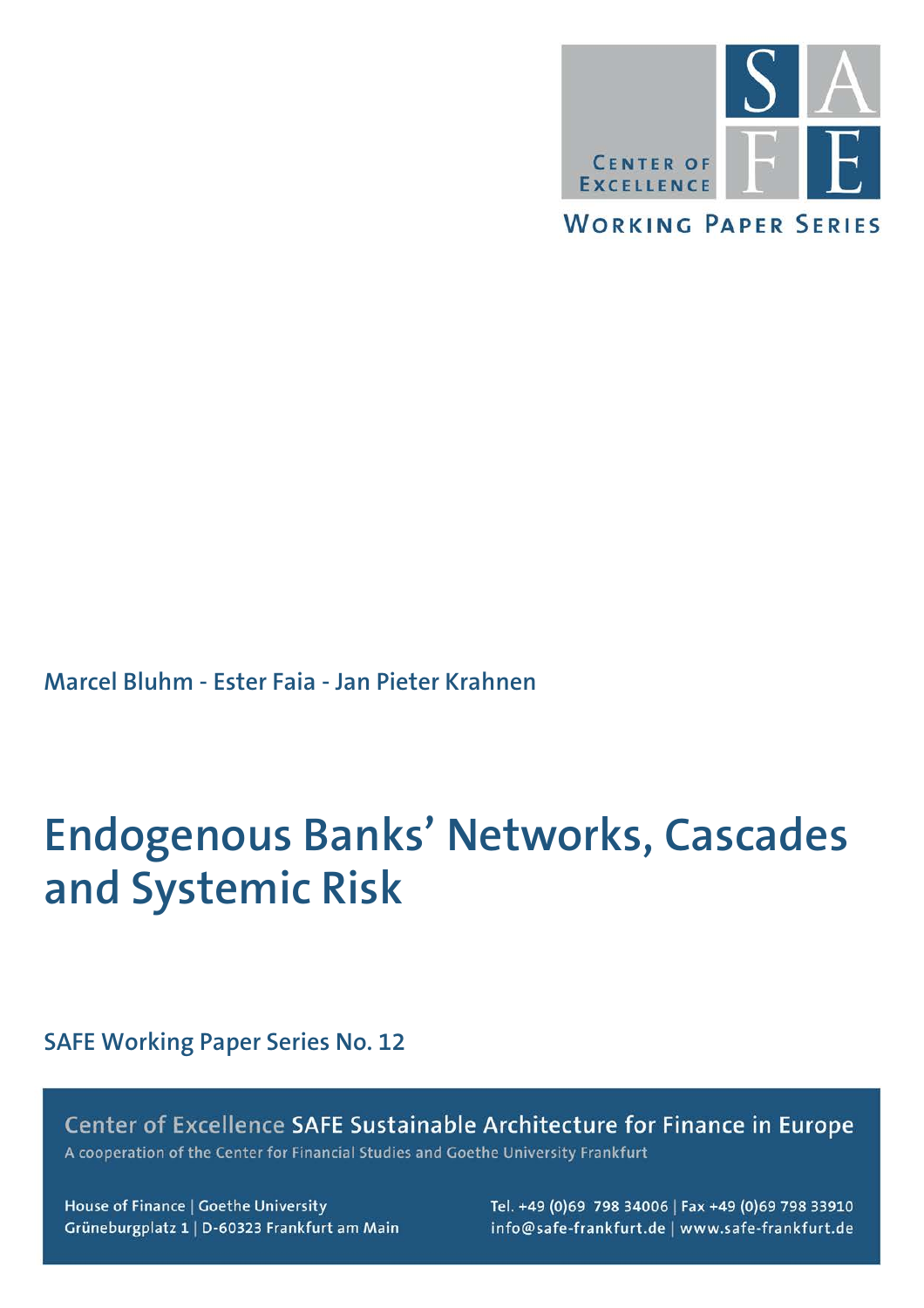CENTER OF EXCELLENCE

SAFE

WORKING PAPER SERIES

Marcel Bluhm - Ester Faia - Jan Pieter Krahnen

# Endogenous Banks' Networks, Cascades and Systemic Risk

SAFE Working Paper Series No. 12

Center of Excellence **SAFE Sustainable Architecture for Finance in Europe**

A cooperation of the Center for Financial Studies and Goethe University Frankfurt

House of Finance | Goethe University
Grüneburgplatz 1 | D-60323 Frankfurt am Main

Tel. +49 (0)69 798 34006 | Fax +49 (0)69 798 33910
info@safe-frankfurt.de | www.safe-frankfurt.de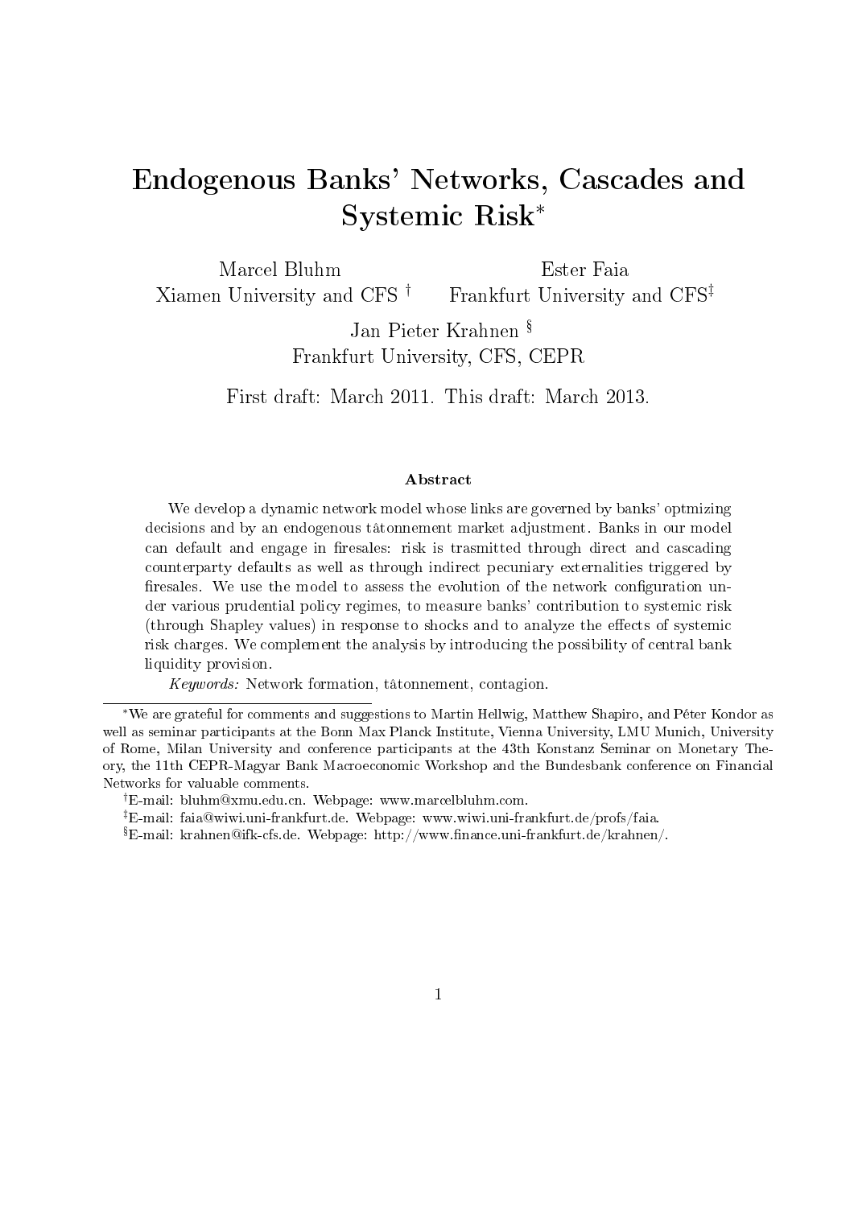# Endogenous Banks' Networks, Cascades and Systemic Risk*

Marcel Bluhm
Xiamen University and CFS [†]

Ester Faia
Frankfurt University and CFS[‡]

Jan Pieter Krahnen [§]
Frankfurt University, CFS, CEPR

First draft: March 2011. This draft: March 2013.

### Abstract

We develop a dynamic network model whose links are governed by banks' optmizing decisions and by an endogenous tâtonnement market adjustment. Banks in our model can default and engage in firesales: risk is trasmitted through direct and cascading counterparty defaults as well as through indirect pecuniary externalities triggered by firesales. We use the model to assess the evolution of the network configuration under various prudential policy regimes, to measure banks' contribution to systemic risk (through Shapley values) in response to shocks and to analyze the effects of systemic risk charges. We complement the analysis by introducing the possibility of central bank liquidity provision.

*Keywords:* Network formation, tâtonnement, contagion.

---

*We are grateful for comments and suggestions to Martin Hellwig, Matthew Shapiro, and Péter Kondor as well as seminar participants at the Bonn Max Planck Institute, Vienna University, LMU Munich, University of Rome, Milan University and conference participants at the 43th Konstanz Seminar on Monetary Theory, the 11th CEPR-Magyar Bank Macroeconomic Workshop and the Bundesbank conference on Financial Networks for valuable comments.

[†]E-mail: bluhm@xmu.edu.cn. Webpage: www.marcelbluhm.com.

[‡]E-mail: faia@wiwi.uni-frankfurt.de. Webpage: www.wiwi.uni-frankfurt.de/profs/faia.

[§]E-mail: krahnen@ifk-cfs.de. Webpage: http://www.finance.uni-frankfurt.de/krahnen/.